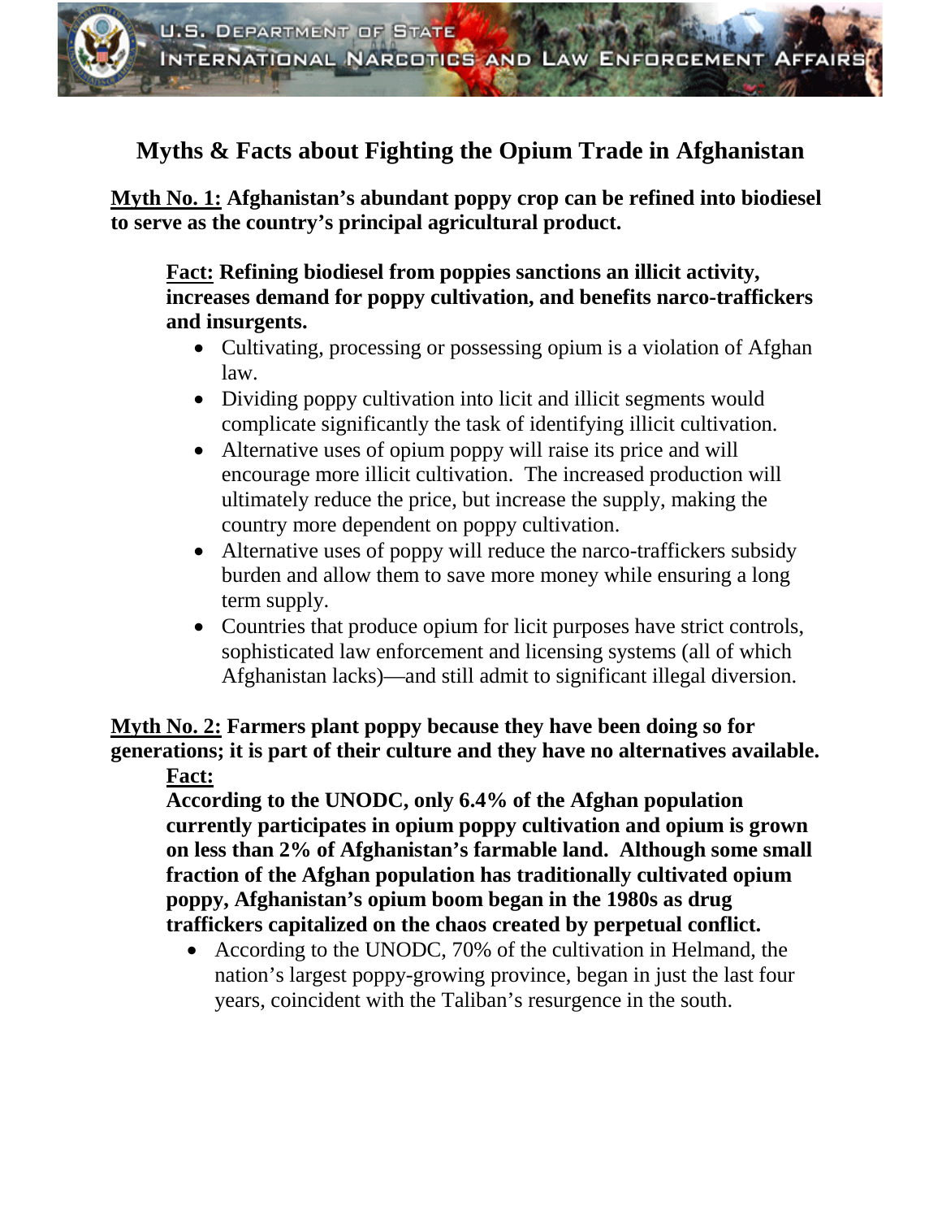U.S. DEPARTMENT OF STATE
INTERNATIONAL NARCOTICS AND LAW ENFORCEMENT AFFAIRS

# Myths & Facts about Fighting the Opium Trade in Afghanistan

**Myth No. 1: Afghanistan's abundant poppy crop can be refined into biodiesel to serve as the country's principal agricultural product.**

**Fact: Refining biodiesel from poppies sanctions an illicit activity, increases demand for poppy cultivation, and benefits narco-traffickers and insurgents.**

- Cultivating, processing or possessing opium is a violation of Afghan law.
- Dividing poppy cultivation into licit and illicit segments would complicate significantly the task of identifying illicit cultivation.
- Alternative uses of opium poppy will raise its price and will encourage more illicit cultivation. The increased production will ultimately reduce the price, but increase the supply, making the country more dependent on poppy cultivation.
- Alternative uses of poppy will reduce the narco-traffickers subsidy burden and allow them to save more money while ensuring a long term supply.
- Countries that produce opium for licit purposes have strict controls, sophisticated law enforcement and licensing systems (all of which Afghanistan lacks)—and still admit to significant illegal diversion.

**Myth No. 2: Farmers plant poppy because they have been doing so for generations; it is part of their culture and they have no alternatives available.**

**Fact:**

**According to the UNODC, only 6.4% of the Afghan population currently participates in opium poppy cultivation and opium is grown on less than 2% of Afghanistan's farmable land. Although some small fraction of the Afghan population has traditionally cultivated opium poppy, Afghanistan's opium boom began in the 1980s as drug traffickers capitalized on the chaos created by perpetual conflict.**

- According to the UNODC, 70% of the cultivation in Helmand, the nation's largest poppy-growing province, began in just the last four years, coincident with the Taliban's resurgence in the south.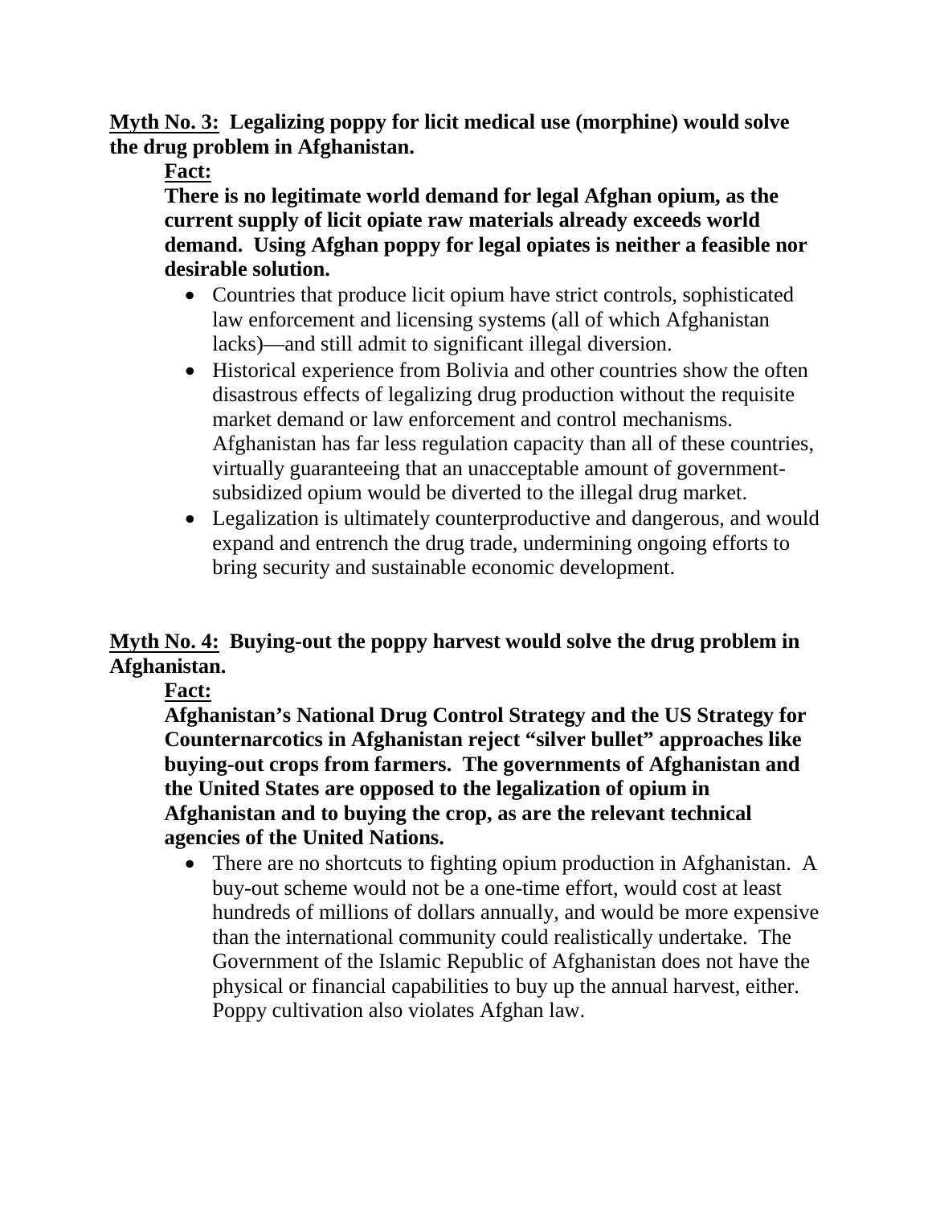**<u>Myth No. 3:</u> Legalizing poppy for licit medical use (morphine) would solve the drug problem in Afghanistan.**

**<u>Fact:</u>**

**There is no legitimate world demand for legal Afghan opium, as the current supply of licit opiate raw materials already exceeds world demand. Using Afghan poppy for legal opiates is neither a feasible nor desirable solution.**

- Countries that produce licit opium have strict controls, sophisticated law enforcement and licensing systems (all of which Afghanistan lacks)—and still admit to significant illegal diversion.
- Historical experience from Bolivia and other countries show the often disastrous effects of legalizing drug production without the requisite market demand or law enforcement and control mechanisms. Afghanistan has far less regulation capacity than all of these countries, virtually guaranteeing that an unacceptable amount of government-subsidized opium would be diverted to the illegal drug market.
- Legalization is ultimately counterproductive and dangerous, and would expand and entrench the drug trade, undermining ongoing efforts to bring security and sustainable economic development.

**<u>Myth No. 4:</u> Buying-out the poppy harvest would solve the drug problem in Afghanistan.**

**<u>Fact:</u>**

**Afghanistan's National Drug Control Strategy and the US Strategy for Counternarcotics in Afghanistan reject "silver bullet" approaches like buying-out crops from farmers. The governments of Afghanistan and the United States are opposed to the legalization of opium in Afghanistan and to buying the crop, as are the relevant technical agencies of the United Nations.**

- There are no shortcuts to fighting opium production in Afghanistan. A buy-out scheme would not be a one-time effort, would cost at least hundreds of millions of dollars annually, and would be more expensive than the international community could realistically undertake. The Government of the Islamic Republic of Afghanistan does not have the physical or financial capabilities to buy up the annual harvest, either. Poppy cultivation also violates Afghan law.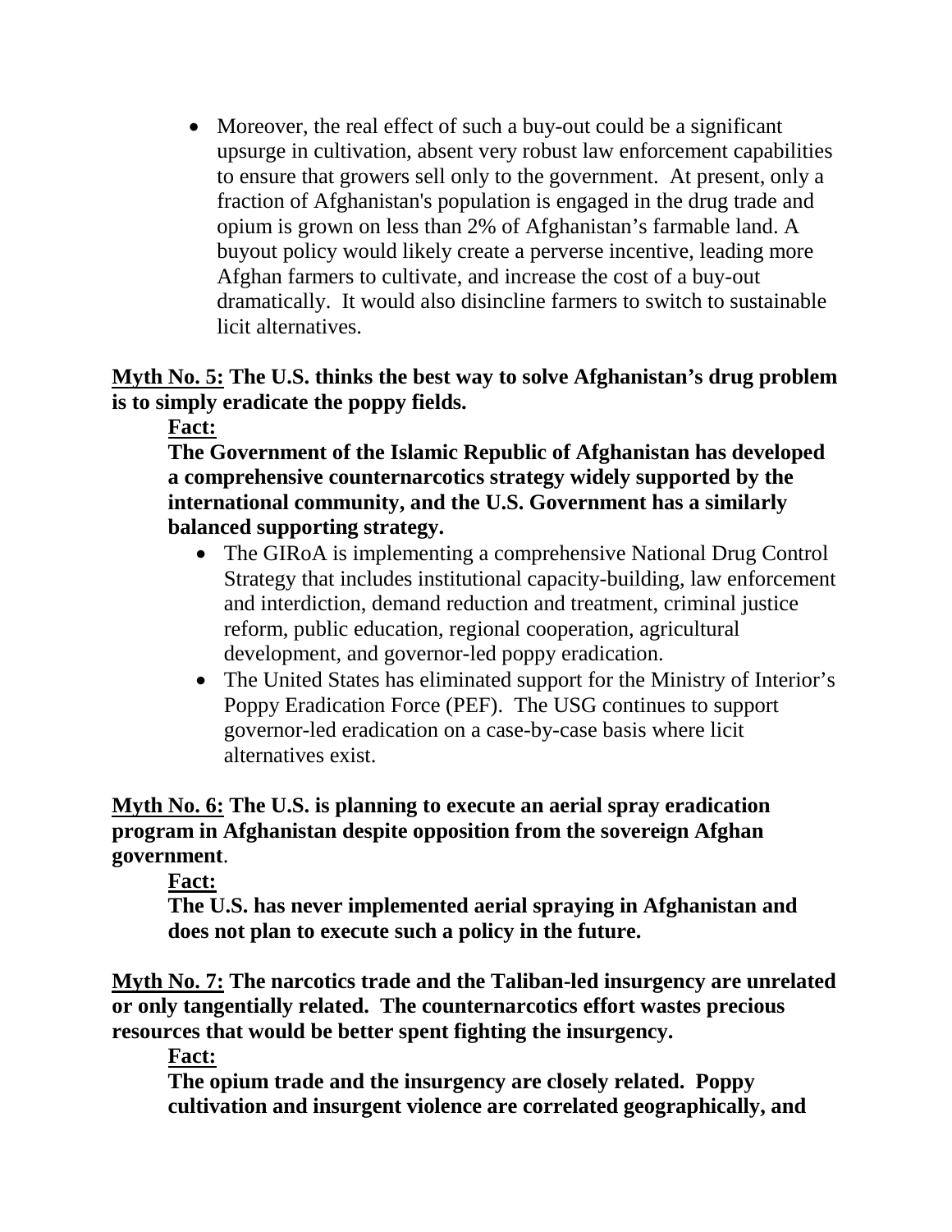- Moreover, the real effect of such a buy-out could be a significant upsurge in cultivation, absent very robust law enforcement capabilities to ensure that growers sell only to the government. At present, only a fraction of Afghanistan's population is engaged in the drug trade and opium is grown on less than 2% of Afghanistan's farmable land. A buyout policy would likely create a perverse incentive, leading more Afghan farmers to cultivate, and increase the cost of a buy-out dramatically. It would also disincline farmers to switch to sustainable licit alternatives.

**Myth No. 5: The U.S. thinks the best way to solve Afghanistan's drug problem is to simply eradicate the poppy fields.**

**Fact:**

**The Government of the Islamic Republic of Afghanistan has developed a comprehensive counternarcotics strategy widely supported by the international community, and the U.S. Government has a similarly balanced supporting strategy.**

- The GIRoA is implementing a comprehensive National Drug Control Strategy that includes institutional capacity-building, law enforcement and interdiction, demand reduction and treatment, criminal justice reform, public education, regional cooperation, agricultural development, and governor-led poppy eradication.
- The United States has eliminated support for the Ministry of Interior's Poppy Eradication Force (PEF). The USG continues to support governor-led eradication on a case-by-case basis where licit alternatives exist.

**Myth No. 6: The U.S. is planning to execute an aerial spray eradication program in Afghanistan despite opposition from the sovereign Afghan government.**

**Fact:**

**The U.S. has never implemented aerial spraying in Afghanistan and does not plan to execute such a policy in the future.**

**Myth No. 7: The narcotics trade and the Taliban-led insurgency are unrelated or only tangentially related. The counternarcotics effort wastes precious resources that would be better spent fighting the insurgency.**

**Fact:**

**The opium trade and the insurgency are closely related. Poppy cultivation and insurgent violence are correlated geographically, and**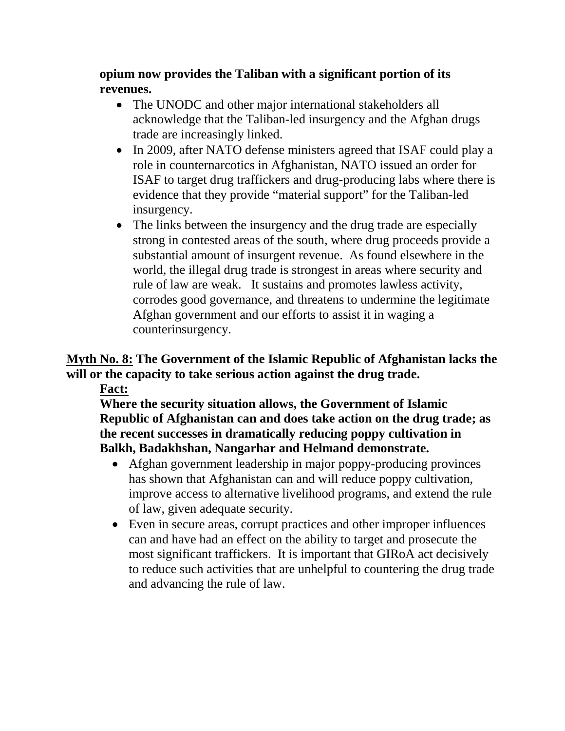**opium now provides the Taliban with a significant portion of its revenues.**

- The UNODC and other major international stakeholders all acknowledge that the Taliban-led insurgency and the Afghan drugs trade are increasingly linked.
- In 2009, after NATO defense ministers agreed that ISAF could play a role in counternarcotics in Afghanistan, NATO issued an order for ISAF to target drug traffickers and drug-producing labs where there is evidence that they provide "material support" for the Taliban-led insurgency.
- The links between the insurgency and the drug trade are especially strong in contested areas of the south, where drug proceeds provide a substantial amount of insurgent revenue. As found elsewhere in the world, the illegal drug trade is strongest in areas where security and rule of law are weak. It sustains and promotes lawless activity, corrodes good governance, and threatens to undermine the legitimate Afghan government and our efforts to assist it in waging a counterinsurgency.

**<u>Myth No. 8:</u> The Government of the Islamic Republic of Afghanistan lacks the will or the capacity to take serious action against the drug trade.**

**<u>Fact:</u>**

**Where the security situation allows, the Government of Islamic Republic of Afghanistan can and does take action on the drug trade; as the recent successes in dramatically reducing poppy cultivation in Balkh, Badakhshan, Nangarhar and Helmand demonstrate.**

- Afghan government leadership in major poppy-producing provinces has shown that Afghanistan can and will reduce poppy cultivation, improve access to alternative livelihood programs, and extend the rule of law, given adequate security.
- Even in secure areas, corrupt practices and other improper influences can and have had an effect on the ability to target and prosecute the most significant traffickers. It is important that GIRoA act decisively to reduce such activities that are unhelpful to countering the drug trade and advancing the rule of law.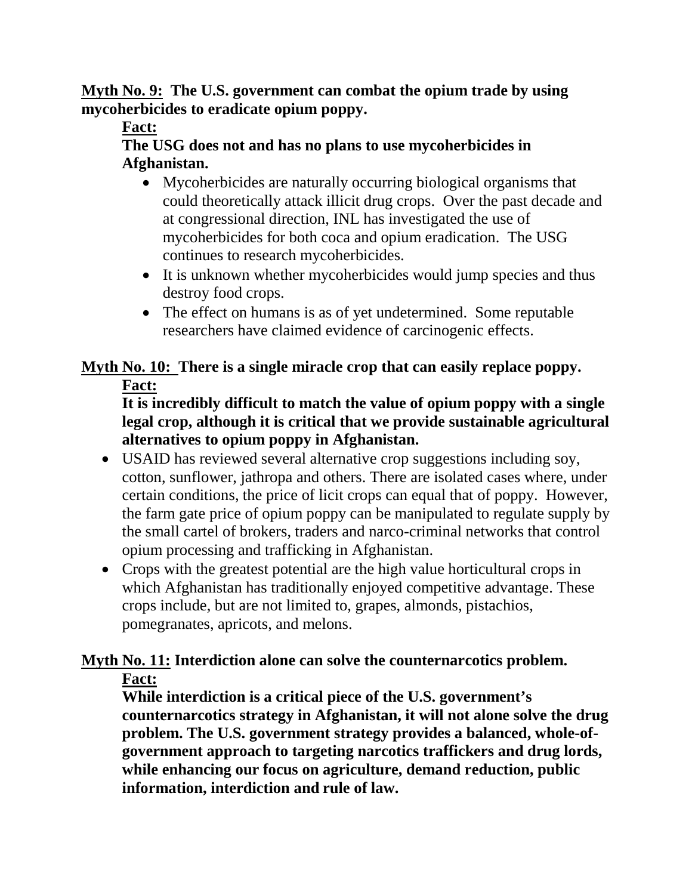**<u>Myth No. 9:</u> The U.S. government can combat the opium trade by using mycoherbicides to eradicate opium poppy.**

**<u>Fact:</u>**

**The USG does not and has no plans to use mycoherbicides in Afghanistan.**

- Mycoherbicides are naturally occurring biological organisms that could theoretically attack illicit drug crops. Over the past decade and at congressional direction, INL has investigated the use of mycoherbicides for both coca and opium eradication. The USG continues to research mycoherbicides.
- It is unknown whether mycoherbicides would jump species and thus destroy food crops.
- The effect on humans is as of yet undetermined. Some reputable researchers have claimed evidence of carcinogenic effects.

**<u>Myth No. 10:</u> There is a single miracle crop that can easily replace poppy.**

**<u>Fact:</u>**

**It is incredibly difficult to match the value of opium poppy with a single legal crop, although it is critical that we provide sustainable agricultural alternatives to opium poppy in Afghanistan.**

- USAID has reviewed several alternative crop suggestions including soy, cotton, sunflower, jathropa and others. There are isolated cases where, under certain conditions, the price of licit crops can equal that of poppy. However, the farm gate price of opium poppy can be manipulated to regulate supply by the small cartel of brokers, traders and narco-criminal networks that control opium processing and trafficking in Afghanistan.
- Crops with the greatest potential are the high value horticultural crops in which Afghanistan has traditionally enjoyed competitive advantage. These crops include, but are not limited to, grapes, almonds, pistachios, pomegranates, apricots, and melons.

**<u>Myth No. 11:</u> Interdiction alone can solve the counternarcotics problem.**

**<u>Fact:</u>**

**While interdiction is a critical piece of the U.S. government's counternarcotics strategy in Afghanistan, it will not alone solve the drug problem. The U.S. government strategy provides a balanced, whole-of-government approach to targeting narcotics traffickers and drug lords, while enhancing our focus on agriculture, demand reduction, public information, interdiction and rule of law.**